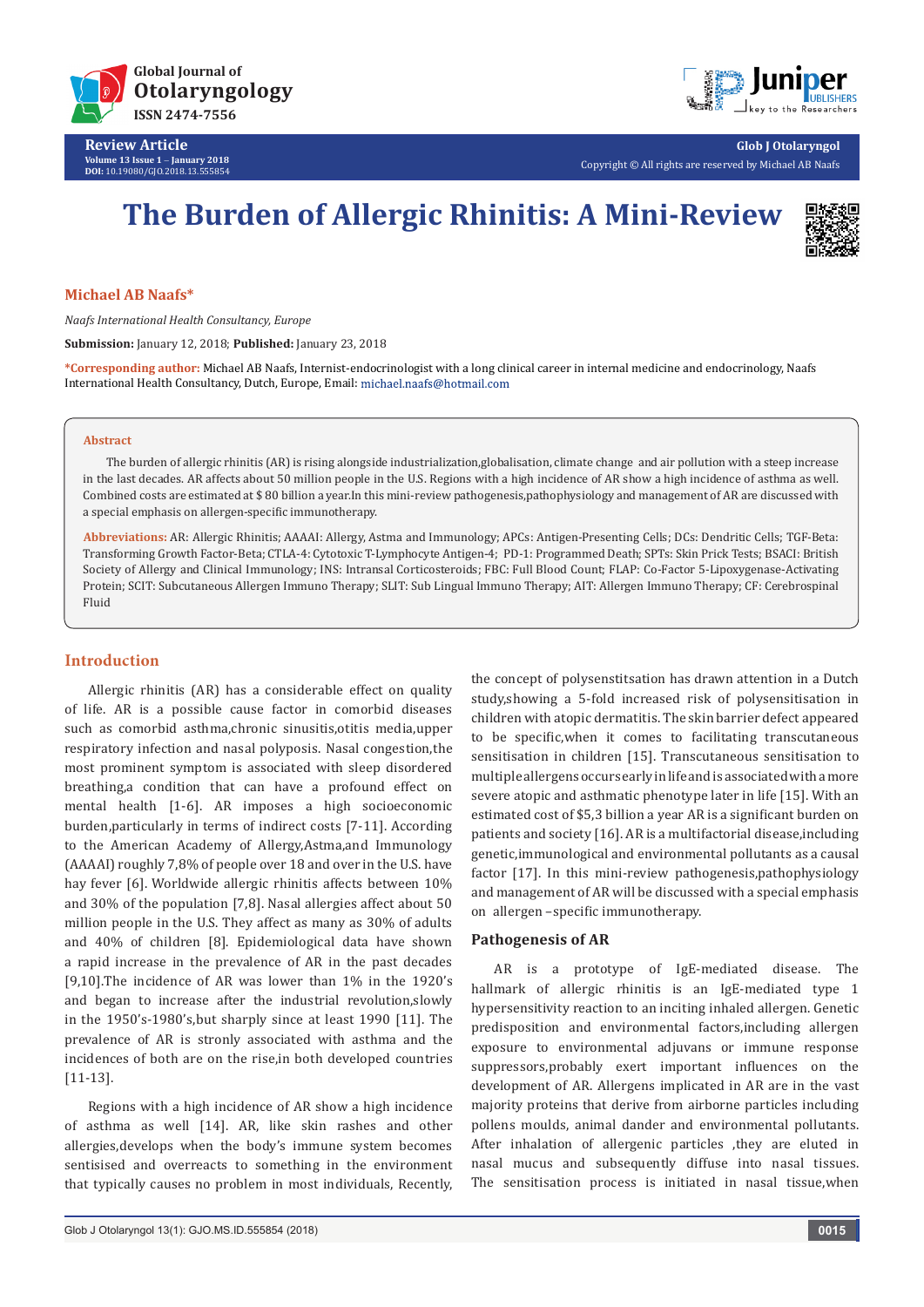**Review Article**
Volume 13 Issue 1 – January 2018
DOI: 10.19080/GJO.2018.13.555854

Glob J Otolaryngol
Copyright © All rights are reserved by Michael AB Naafs

# The Burden of Allergic Rhinitis: A Mini-Review

**Michael AB Naafs***

*Naafs International Health Consultancy, Europe*

**Submission:** January 12, 2018; **Published:** January 23, 2018

***Corresponding author:** Michael AB Naafs, Internist-endocrinologist with a long clinical career in internal medicine and endocrinology, Naafs International Health Consultancy, Dutch, Europe, Email: michael.naafs@hotmail.com

**Abstract**

The burden of allergic rhinitis (AR) is rising alongside industrialization,globalisation, climate change and air pollution with a steep increase in the last decades. AR affects about 50 million people in the U.S. Regions with a high incidence of AR show a high incidence of asthma as well. Combined costs are estimated at $ 80 billion a year.In this mini-review pathogenesis,pathophysiology and management of AR are discussed with a special emphasis on allergen-specific immunotherapy.

**Abbreviations:** AR: Allergic Rhinitis; AAAAI: Allergy, Astma and Immunology; APCs: Antigen-Presenting Cells; DCs: Dendritic Cells; TGF-Beta: Transforming Growth Factor-Beta; CTLA-4: Cytotoxic T-Lymphocyte Antigen-4; PD-1: Programmed Death; SPTs: Skin Prick Tests; BSACI: British Society of Allergy and Clinical Immunology; INS: Intransal Corticosteroids; FBC: Full Blood Count; FLAP: Co-Factor 5-Lipoxygenase-Activating Protein; SCIT: Subcutaneous Allergen Immuno Therapy; SLIT: Sub Lingual Immuno Therapy; AIT: Allergen Immuno Therapy; CF: Cerebrospinal Fluid

## Introduction

Allergic rhinitis (AR) has a considerable effect on quality of life. AR is a possible cause factor in comorbid diseases such as comorbid asthma,chronic sinusitis,otitis media,upper respiratory infection and nasal polyposis. Nasal congestion,the most prominent symptom is associated with sleep disordered breathing,a condition that can have a profound effect on mental health [1-6]. AR imposes a high socioeconomic burden,particularly in terms of indirect costs [7-11]. According to the American Academy of Allergy,Astma,and Immunology (AAAAI) roughly 7,8% of people over 18 and over in the U.S. have hay fever [6]. Worldwide allergic rhinitis affects between 10% and 30% of the population [7,8]. Nasal allergies affect about 50 million people in the U.S. They affect as many as 30% of adults and 40% of children [8]. Epidemiological data have shown a rapid increase in the prevalence of AR in the past decades [9,10].The incidence of AR was lower than 1% in the 1920's and began to increase after the industrial revolution,slowly in the 1950's-1980's,but sharply since at least 1990 [11]. The prevalence of AR is stronly associated with asthma and the incidences of both are on the rise,in both developed countries [11-13].

Regions with a high incidence of AR show a high incidence of asthma as well [14]. AR, like skin rashes and other allergies,develops when the body's immune system becomes sentisised and overreacts to something in the environment that typically causes no problem in most individuals, Recently, the concept of polysenstitsation has drawn attention in a Dutch study,showing a 5-fold increased risk of polysensitisation in children with atopic dermatitis. The skin barrier defect appeared to be specific,when it comes to facilitating transcutaneous sensitisation in children [15]. Transcutaneous sensitisation to multiple allergens occurs early in life and is associated with a more severe atopic and asthmatic phenotype later in life [15]. With an estimated cost of $5,3 billion a year AR is a significant burden on patients and society [16]. AR is a multifactorial disease,including genetic,immunological and environmental pollutants as a causal factor [17]. In this mini-review pathogenesis,pathophysiology and management of AR will be discussed with a special emphasis on allergen –specific immunotherapy.

### Pathogenesis of AR

AR is a prototype of IgE-mediated disease. The hallmark of allergic rhinitis is an IgE-mediated type 1 hypersensitivity reaction to an inciting inhaled allergen. Genetic predisposition and environmental factors,including allergen exposure to environmental adjuvans or immune response suppressors,probably exert important influences on the development of AR. Allergens implicated in AR are in the vast majority proteins that derive from airborne particles including pollens moulds, animal dander and environmental pollutants. After inhalation of allergenic particles ,they are eluted in nasal mucus and subsequently diffuse into nasal tissues. The sensitisation process is initiated in nasal tissue,when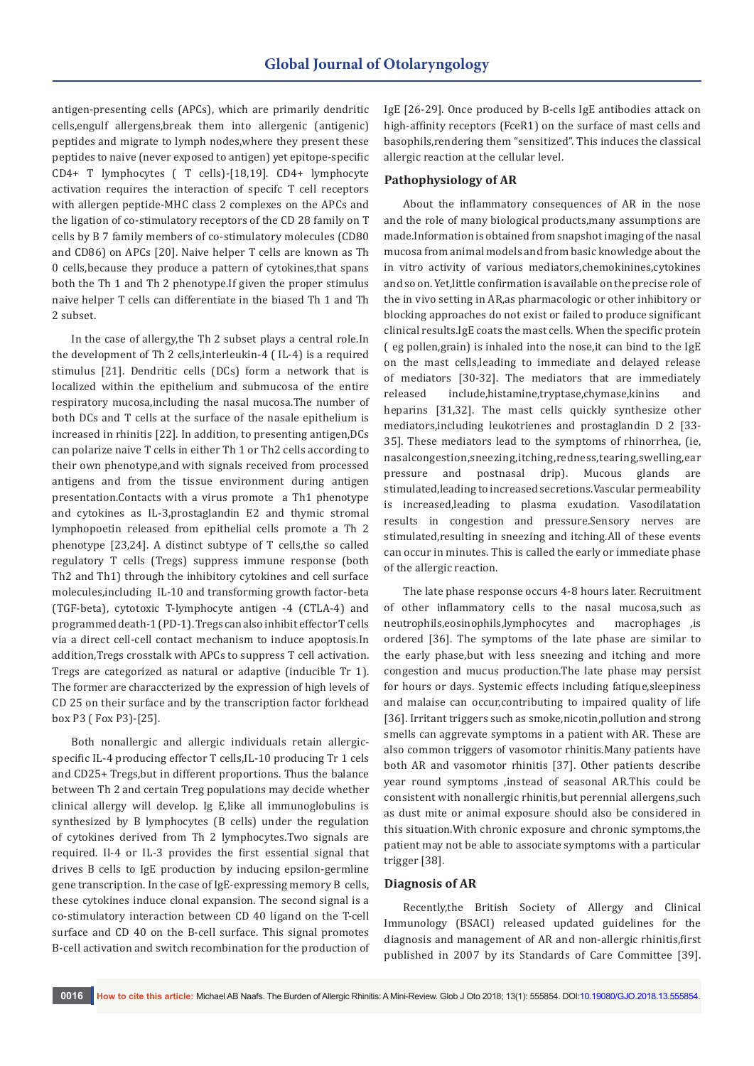antigen-presenting cells (APCs), which are primarily dendritic cells,engulf allergens,break them into allergenic (antigenic) peptides and migrate to lymph nodes,where they present these peptides to naive (never exposed to antigen) yet epitope-specific CD4+ T lymphocytes ( T cells)-[18,19]. CD4+ lymphocyte activation requires the interaction of specifc T cell receptors with allergen peptide-MHC class 2 complexes on the APCs and the ligation of co-stimulatory receptors of the CD 28 family on T cells by B 7 family members of co-stimulatory molecules (CD80 and CD86) on APCs [20]. Naive helper T cells are known as Th 0 cells,because they produce a pattern of cytokines,that spans both the Th 1 and Th 2 phenotype.If given the proper stimulus naive helper T cells can differentiate in the biased Th 1 and Th 2 subset.

In the case of allergy,the Th 2 subset plays a central role.In the development of Th 2 cells,interleukin-4 ( IL-4) is a required stimulus [21]. Dendritic cells (DCs) form a network that is localized within the epithelium and submucosa of the entire respiratory mucosa,including the nasal mucosa.The number of both DCs and T cells at the surface of the nasale epithelium is increased in rhinitis [22]. In addition, to presenting antigen,DCs can polarize naive T cells in either Th 1 or Th2 cells according to their own phenotype,and with signals received from processed antigens and from the tissue environment during antigen presentation.Contacts with a virus promote a Th1 phenotype and cytokines as IL-3,prostaglandin E2 and thymic stromal lymphopoetin released from epithelial cells promote a Th 2 phenotype [23,24]. A distinct subtype of T cells,the so called regulatory T cells (Tregs) suppress immune response (both Th2 and Th1) through the inhibitory cytokines and cell surface molecules,including IL-10 and transforming growth factor-beta (TGF-beta), cytotoxic T-lymphocyte antigen -4 (CTLA-4) and programmed death-1 (PD-1). Tregs can also inhibit effector T cells via a direct cell-cell contact mechanism to induce apoptosis.In addition,Tregs crosstalk with APCs to suppress T cell activation. Tregs are categorized as natural or adaptive (inducible Tr 1). The former are characcterized by the expression of high levels of CD 25 on their surface and by the transcription factor forkhead box P3 ( Fox P3)-[25].

Both nonallergic and allergic individuals retain allergic-specific IL-4 producing effector T cells,IL-10 producing Tr 1 cels and CD25+ Tregs,but in different proportions. Thus the balance between Th 2 and certain Treg populations may decide whether clinical allergy will develop. Ig E,like all immunoglobulins is synthesized by B lymphocytes (B cells) under the regulation of cytokines derived from Th 2 lymphocytes.Two signals are required. Il-4 or IL-3 provides the first essential signal that drives B cells to IgE production by inducing epsilon-germline gene transcription. In the case of IgE-expressing memory B cells, these cytokines induce clonal expansion. The second signal is a co-stimulatory interaction between CD 40 ligand on the T-cell surface and CD 40 on the B-cell surface. This signal promotes B-cell activation and switch recombination for the production of IgE [26-29]. Once produced by B-cells IgE antibodies attack on high-affinity receptors (FceR1) on the surface of mast cells and basophils,rendering them "sensitized". This induces the classical allergic reaction at the cellular level.

## Pathophysiology of AR

About the inflammatory consequences of AR in the nose and the role of many biological products,many assumptions are made.Information is obtained from snapshot imaging of the nasal mucosa from animal models and from basic knowledge about the in vitro activity of various mediators,chemokinines,cytokines and so on. Yet,little confirmation is available on the precise role of the in vivo setting in AR,as pharmacologic or other inhibitory or blocking approaches do not exist or failed to produce significant clinical results.IgE coats the mast cells. When the specific protein ( eg pollen,grain) is inhaled into the nose,it can bind to the IgE on the mast cells,leading to immediate and delayed release of mediators [30-32]. The mediators that are immediately released include,histamine,tryptase,chymase,kinins and heparins [31,32]. The mast cells quickly synthesize other mediators,including leukotrienes and prostaglandin D 2 [33-35]. These mediators lead to the symptoms of rhinorrhea, (ie, nasalcongestion,sneezing,itching,redness,tearing,swelling,ear pressure and postnasal drip). Mucous glands are stimulated,leading to increased secretions.Vascular permeability is increased,leading to plasma exudation. Vasodilatation results in congestion and pressure.Sensory nerves are stimulated,resulting in sneezing and itching.All of these events can occur in minutes. This is called the early or immediate phase of the allergic reaction.

The late phase response occurs 4-8 hours later. Recruitment of other inflammatory cells to the nasal mucosa,such as neutrophils,eosinophils,lymphocytes and macrophages ,is ordered [36]. The symptoms of the late phase are similar to the early phase,but with less sneezing and itching and more congestion and mucus production.The late phase may persist for hours or days. Systemic effects including fatique,sleepiness and malaise can occur,contributing to impaired quality of life [36]. Irritant triggers such as smoke,nicotin,pollution and strong smells can aggrevate symptoms in a patient with AR. These are also common triggers of vasomotor rhinitis.Many patients have both AR and vasomotor rhinitis [37]. Other patients describe year round symptoms ,instead of seasonal AR.This could be consistent with nonallergic rhinitis,but perennial allergens,such as dust mite or animal exposure should also be considered in this situation.With chronic exposure and chronic symptoms,the patient may not be able to associate symptoms with a particular trigger [38].

## Diagnosis of AR

Recently,the British Society of Allergy and Clinical Immunology (BSACI) released updated guidelines for the diagnosis and management of AR and non-allergic rhinitis,first published in 2007 by its Standards of Care Committee [39].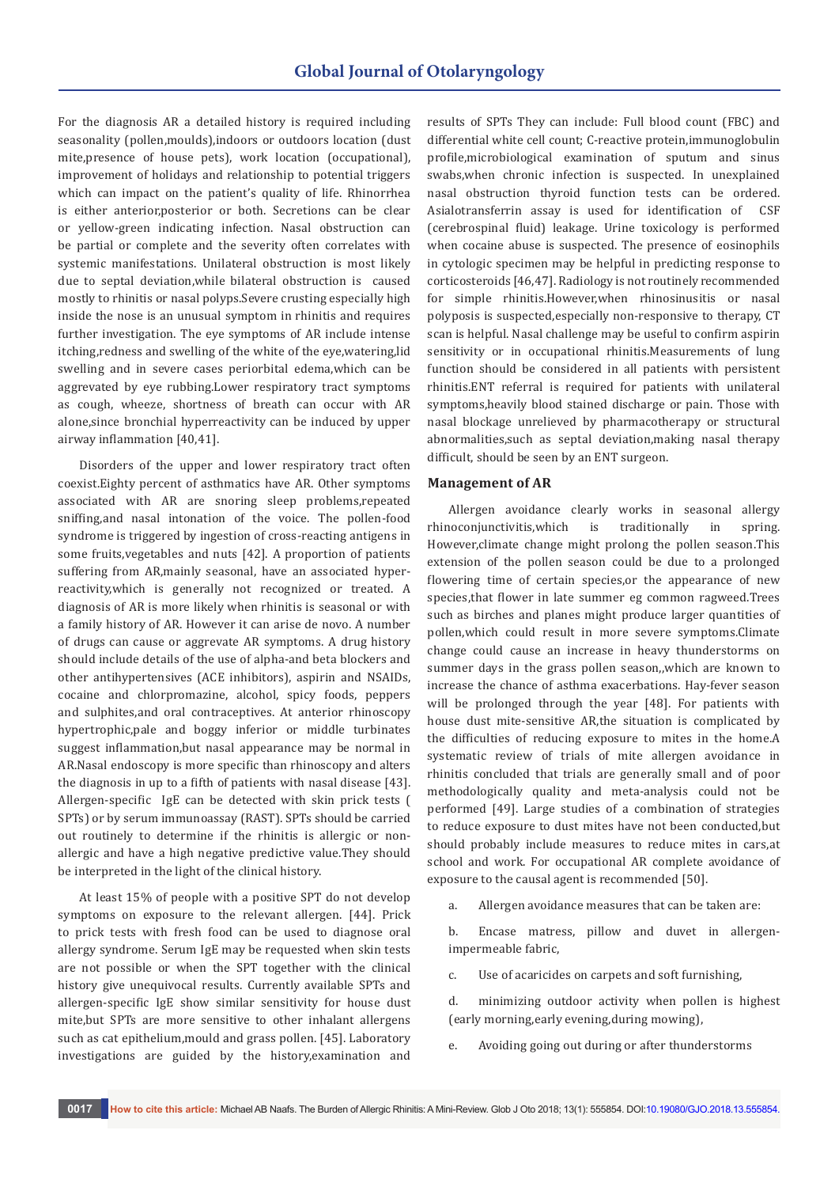For the diagnosis AR a detailed history is required including seasonality (pollen,moulds),indoors or outdoors location (dust mite,presence of house pets), work location (occupational), improvement of holidays and relationship to potential triggers which can impact on the patient's quality of life. Rhinorrhea is either anterior,posterior or both. Secretions can be clear or yellow-green indicating infection. Nasal obstruction can be partial or complete and the severity often correlates with systemic manifestations. Unilateral obstruction is most likely due to septal deviation,while bilateral obstruction is caused mostly to rhinitis or nasal polyps.Severe crusting especially high inside the nose is an unusual symptom in rhinitis and requires further investigation. The eye symptoms of AR include intense itching,redness and swelling of the white of the eye,watering,lid swelling and in severe cases periorbital edema,which can be aggravated by eye rubbing.Lower respiratory tract symptoms as cough, wheeze, shortness of breath can occur with AR alone,since bronchial hyperreactivity can be induced by upper airway inflammation [40,41].

Disorders of the upper and lower respiratory tract often coexist.Eighty percent of asthmatics have AR. Other symptoms associated with AR are snoring sleep problems,repeated sniffing,and nasal intonation of the voice. The pollen-food syndrome is triggered by ingestion of cross-reacting antigens in some fruits,vegetables and nuts [42]. A proportion of patients suffering from AR,mainly seasonal, have an associated hyper-reactivity,which is generally not recognized or treated. A diagnosis of AR is more likely when rhinitis is seasonal or with a family history of AR. However it can arise de novo. A number of drugs can cause or aggravate AR symptoms. A drug history should include details of the use of alpha-and beta blockers and other antihypertensives (ACE inhibitors), aspirin and NSAIDs, cocaine and chlorpromazine, alcohol, spicy foods, peppers and sulphites,and oral contraceptives. At anterior rhinoscopy hypertrophic,pale and boggy inferior or middle turbinates suggest inflammation,but nasal appearance may be normal in AR.Nasal endoscopy is more specific than rhinoscopy and alters the diagnosis in up to a fifth of patients with nasal disease [43]. Allergen-specific IgE can be detected with skin prick tests ( SPTs) or by serum immunoassay (RAST). SPTs should be carried out routinely to determine if the rhinitis is allergic or non-allergic and have a high negative predictive value.They should be interpreted in the light of the clinical history.

At least 15% of people with a positive SPT do not develop symptoms on exposure to the relevant allergen. [44]. Prick to prick tests with fresh food can be used to diagnose oral allergy syndrome. Serum IgE may be requested when skin tests are not possible or when the SPT together with the clinical history give unequivocal results. Currently available SPTs and allergen-specific IgE show similar sensitivity for house dust mite,but SPTs are more sensitive to other inhalant allergens such as cat epithelium,mould and grass pollen. [45]. Laboratory investigations are guided by the history,examination and results of SPTs They can include: Full blood count (FBC) and differential white cell count; C-reactive protein,immunoglobulin profile,microbiological examination of sputum and sinus swabs,when chronic infection is suspected. In unexplained nasal obstruction thyroid function tests can be ordered. Asialotransferrin assay is used for identification of CSF (cerebrospinal fluid) leakage. Urine toxicology is performed when cocaine abuse is suspected. The presence of eosinophils in cytologic specimen may be helpful in predicting response to corticosteroids [46,47]. Radiology is not routinely recommended for simple rhinitis.However,when rhinosinusitis or nasal polyposis is suspected,especially non-responsive to therapy, CT scan is helpful. Nasal challenge may be useful to confirm aspirin sensitivity or in occupational rhinitis.Measurements of lung function should be considered in all patients with persistent rhinitis.ENT referral is required for patients with unilateral symptoms,heavily blood stained discharge or pain. Those with nasal blockage unrelieved by pharmacotherapy or structural abnormalities,such as septal deviation,making nasal therapy difficult, should be seen by an ENT surgeon.

## Management of AR

Allergen avoidance clearly works in seasonal allergy rhinoconjunctivitis,which is traditionally in spring. However,climate change might prolong the pollen season.This extension of the pollen season could be due to a prolonged flowering time of certain species,or the appearance of new species,that flower in late summer eg common ragweed.Trees such as birches and planes might produce larger quantities of pollen,which could result in more severe symptoms.Climate change could cause an increase in heavy thunderstorms on summer days in the grass pollen season,,which are known to increase the chance of asthma exacerbations. Hay-fever season will be prolonged through the year [48]. For patients with house dust mite-sensitive AR,the situation is complicated by the difficulties of reducing exposure to mites in the home.A systematic review of trials of mite allergen avoidance in rhinitis concluded that trials are generally small and of poor methodologically quality and meta-analysis could not be performed [49]. Large studies of a combination of strategies to reduce exposure to dust mites have not been conducted,but should probably include measures to reduce mites in cars,at school and work. For occupational AR complete avoidance of exposure to the causal agent is recommended [50].

a. Allergen avoidance measures that can be taken are:

b. Encase matress, pillow and duvet in allergen-impermeable fabric,

c. Use of acaricides on carpets and soft furnishing,

d. minimizing outdoor activity when pollen is highest (early morning,early evening,during mowing),

e. Avoiding going out during or after thunderstorms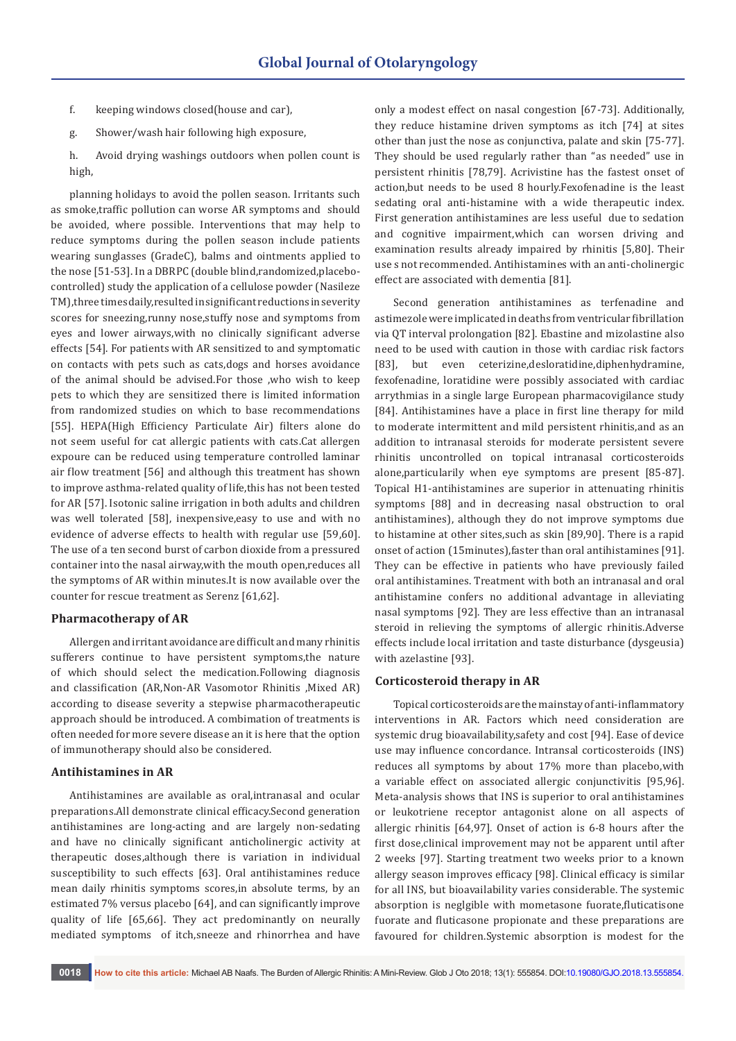f. keeping windows closed(house and car),

g. Shower/wash hair following high exposure,

h. Avoid drying washings outdoors when pollen count is high,

planning holidays to avoid the pollen season. Irritants such as smoke,traffic pollution can worse AR symptoms and should be avoided, where possible. Interventions that may help to reduce symptoms during the pollen season include patients wearing sunglasses (GradeC), balms and ointments applied to the nose [51-53]. In a DBRPC (double blind,randomized,placebo-controlled) study the application of a cellulose powder (Nasileze TM),three times daily,resulted in significant reductions in severity scores for sneezing,runny nose,stuffy nose and symptoms from eyes and lower airways,with no clinically significant adverse effects [54]. For patients with AR sensitized to and symptomatic on contacts with pets such as cats,dogs and horses avoidance of the animal should be advised.For those ,who wish to keep pets to which they are sensitized there is limited information from randomized studies on which to base recommendations [55]. HEPA(High Efficiency Particulate Air) filters alone do not seem useful for cat allergic patients with cats.Cat allergen expoure can be reduced using temperature controlled laminar air flow treatment [56] and although this treatment has shown to improve asthma-related quality of life,this has not been tested for AR [57]. Isotonic saline irrigation in both adults and children was well tolerated [58], inexpensive,easy to use and with no evidence of adverse effects to health with regular use [59,60]. The use of a ten second burst of carbon dioxide from a pressured container into the nasal airway,with the mouth open,reduces all the symptoms of AR within minutes.It is now available over the counter for rescue treatment as Serenz [61,62].

## Pharmacotherapy of AR

Allergen and irritant avoidance are difficult and many rhinitis sufferers continue to have persistent symptoms,the nature of which should select the medication.Following diagnosis and classification (AR,Non-AR Vasomotor Rhinitis ,Mixed AR) according to disease severity a stepwise pharmacotherapeutic approach should be introduced. A combination of treatments is often needed for more severe disease an it is here that the option of immunotherapy should also be considered.

## Antihistamines in AR

Antihistamines are available as oral,intranasal and ocular preparations.All demonstrate clinical efficacy.Second generation antihistamines are long-acting and are largely non-sedating and have no clinically significant anticholinergic activity at therapeutic doses,although there is variation in individual susceptibility to such effects [63]. Oral antihistamines reduce mean daily rhinitis symptoms scores,in absolute terms, by an estimated 7% versus placebo [64], and can significantly improve quality of life [65,66]. They act predominantly on neurally mediated symptoms of itch,sneeze and rhinorrhea and have only a modest effect on nasal congestion [67-73]. Additionally, they reduce histamine driven symptoms as itch [74] at sites other than just the nose as conjunctiva, palate and skin [75-77]. They should be used regularly rather than "as needed" use in persistent rhinitis [78,79]. Acrivistine has the fastest onset of action,but needs to be used 8 hourly.Fexofenadine is the least sedating oral anti-histamine with a wide therapeutic index. First generation antihistamines are less useful due to sedation and cognitive impairment,which can worsen driving and examination results already impaired by rhinitis [5,80]. Their use s not recommended. Antihistamines with an anti-cholinergic effect are associated with dementia [81].

Second generation antihistamines as terfenadine and astimezole were implicated in deaths from ventricular fibrillation via QT interval prolongation [82]. Ebastine and mizolastine also need to be used with caution in those with cardiac risk factors [83], but even ceterizine,desloratidine,diphenhydramine, fexofenadine, loratidine were possibly associated with cardiac arrythmias in a single large European pharmacovigilance study [84]. Antihistamines have a place in first line therapy for mild to moderate intermittent and mild persistent rhinitis,and as an addition to intranasal steroids for moderate persistent severe rhinitis uncontrolled on topical intranasal corticosteroids alone,particularly when eye symptoms are present [85-87]. Topical H1-antihistamines are superior in attenuating rhinitis symptoms [88] and in decreasing nasal obstruction to oral antihistamines), although they do not improve symptoms due to histamine at other sites,such as skin [89,90]. There is a rapid onset of action (15minutes),faster than oral antihistamines [91]. They can be effective in patients who have previously failed oral antihistamines. Treatment with both an intranasal and oral antihistamine confers no additional advantage in alleviating nasal symptoms [92]. They are less effective than an intranasal steroid in relieving the symptoms of allergic rhinitis.Adverse effects include local irritation and taste disturbance (dysgeusia) with azelastine [93].

## Corticosteroid therapy in AR

Topical corticosteroids are the mainstay of anti-inflammatory interventions in AR. Factors which need consideration are systemic drug bioavailability,safety and cost [94]. Ease of device use may influence concordance. Intransal corticosteroids (INS) reduces all symptoms by about 17% more than placebo,with a variable effect on associated allergic conjunctivitis [95,96]. Meta-analysis shows that INS is superior to oral antihistamines or leukotriene receptor antagonist alone on all aspects of allergic rhinitis [64,97]. Onset of action is 6-8 hours after the first dose,clinical improvement may not be apparent until after 2 weeks [97]. Starting treatment two weeks prior to a known allergy season improves efficacy [98]. Clinical efficacy is similar for all INS, but bioavailability varies considerable. The systemic absorption is neglgible with mometasone fuorate,fluticatisone fuorate and fluticasone propionate and these preparations are favoured for children.Systemic absorption is modest for the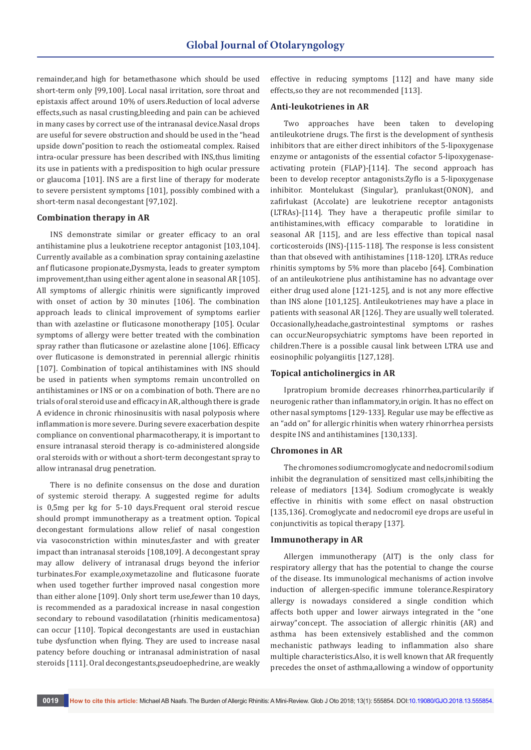remainder,and high for betamethasone which should be used short-term only [99,100]. Local nasal irritation, sore throat and epistaxis affect around 10% of users.Reduction of local adverse effects,such as nasal crusting,bleeding and pain can be achieved in many cases by correct use of the intranasal device.Nasal drops are useful for severe obstruction and should be used in the "head upside down"position to reach the ostiomeatal complex. Raised intra-ocular pressure has been described with INS,thus limiting its use in patients with a predisposition to high ocular pressure or glaucoma [101]. INS are a first line of therapy for moderate to severe persistent symptoms [101], possibly combined with a short-term nasal decongestant [97,102].

### Combination therapy in AR

INS demonstrate similar or greater efficacy to an oral antihistamine plus a leukotriene receptor antagonist [103,104]. Currently available as a combination spray containing azelastine anf fluticasone propionate,Dysmysta, leads to greater symptom improvement,than using either agent alone in seasonal AR [105]. All symptoms of allergic rhinitis were significantly improved with onset of action by 30 minutes [106]. The combination approach leads to clinical improvement of symptoms earlier than with azelastine or fluticasone monotherapy [105]. Ocular symptoms of allergy were better treated with the combination spray rather than fluticasone or azelastine alone [106]. Efficacy over fluticasone is demonstrated in perennial allergic rhinitis [107]. Combination of topical antihistamines with INS should be used in patients when symptoms remain uncontrolled on antihistamines or INS or on a combination of both. There are no trials of oral steroid use and efficacy in AR, although there is grade A evidence in chronic rhinosinusitis with nasal polyposis where inflammation is more severe. During severe exacerbation despite compliance on conventional pharmacotherapy, it is important to ensure intranasal steroid therapy is co-administered alongside oral steroids with or without a short-term decongestant spray to allow intranasal drug penetration.

There is no definite consensus on the dose and duration of systemic steroid therapy. A suggested regime for adults is 0,5mg per kg for 5-10 days.Frequent oral steroid rescue should prompt immunotherapy as a treatment option. Topical decongestant formulations allow relief of nasal congestion via vasoconstriction within minutes,faster and with greater impact than intranasal steroids [108,109]. A decongestant spray may allow delivery of intranasal drugs beyond the inferior turbinates.For example,oxymetazoline and fluticasone fuorate when used together further improved nasal congestion more than either alone [109]. Only short term use,fewer than 10 days, is recommended as a paradoxical increase in nasal congestion secondary to rebound vasodilatation (rhinitis medicamentosa) can occur [110]. Topical decongestants are used in eustachian tube dysfunction when flying. They are used to increase nasal patency before douching or intranasal administration of nasal steroids [111]. Oral decongestants,pseudoephedrine, are weakly effective in reducing symptoms [112] and have many side effects,so they are not recommended [113].

### Anti-leukotrienes in AR

Two approaches have been taken to developing antileukotriene drugs. The first is the development of synthesis inhibitors that are either direct inhibitors of the 5-lipoxygenase enzyme or antagonists of the essential cofactor 5-lipoxygenase-activating protein (FLAP)-[114]. The second approach has been to develop receptor antagonists.Zyflo is a 5-lipoxygenase inhibitor. Montelukast (Singular), pranlukast(ONON), and zafirlukast (Accolate) are leukotriene receptor antagonists (LTRAs)-[114]. They have a therapeutic profile similar to antihistamines,with efficacy comparable to loratidine in seasonal AR [115], and are less effective than topical nasal corticosteroids (INS)-[115-118]. The response is less consistent than that obseved with antihistamines [118-120]. LTRAs reduce rhinitis symptoms by 5% more than placebo [64]. Combination of an antileukotriene plus antihistamine has no advantage over either drug used alone [121-125], and is not any more effective than INS alone [101,125]. Antileukotrienes may have a place in patients with seasonal AR [126]. They are usually well tolerated. Occasionally,headache,gastrointestinal symptoms or rashes can occur.Neuropsychiatric symptoms have been reported in children.There is a possible causal link between LTRA use and eosinophilic polyangiitis [127,128].

### Topical anticholinergics in AR

Ipratropium bromide decreases rhinorrhea,particularily if neurogenic rather than inflammatory,in origin. It has no effect on other nasal symptoms [129-133]. Regular use may be effective as an "add on" for allergic rhinitis when watery rhinorrhea persists despite INS and antihistamines [130,133].

### Chromones in AR

The chromones sodiumcromoglycate and nedocromil sodium inhibit the degranulation of sensitized mast cells,inhibiting the release of mediators [134]. Sodium cromoglycate is weakly effective in rhinitis with some effect on nasal obstruction [135,136]. Cromoglycate and nedocromil eye drops are useful in conjunctivitis as topical therapy [137].

### Immunotherapy in AR

Allergen immunotherapy (AIT) is the only class for respiratory allergy that has the potential to change the course of the disease. Its immunological mechanisms of action involve induction of allergen-specific immune tolerance.Respiratory allergy is nowadays considered a single condition which affects both upper and lower airways integrated in the "one airway"concept. The association of allergic rhinitis (AR) and asthma has been extensively established and the common mechanistic pathways leading to inflammation also share multiple characteristics.Also, it is well known that AR frequently precedes the onset of asthma,allowing a window of opportunity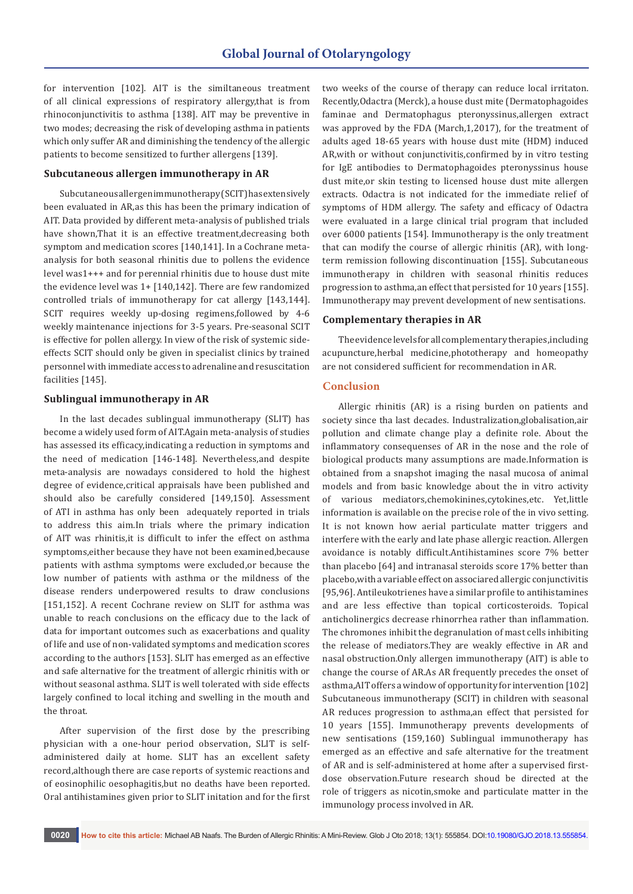for intervention [102]. AIT is the similtaneous treatment of all clinical expressions of respiratory allergy,that is from rhinoconjunctivitis to asthma [138]. AIT may be preventive in two modes; decreasing the risk of developing asthma in patients which only suffer AR and diminishing the tendency of the allergic patients to become sensitized to further allergens [139].

### Subcutaneous allergen immunotherapy in AR

Subcutaneousallergenimmunotherapy(SCIT)hasextensively been evaluated in AR,as this has been the primary indication of AIT. Data provided by different meta-analysis of published trials have shown,That it is an effective treatment,decreasing both symptom and medication scores [140,141]. In a Cochrane meta-analysis for both seasonal rhinitis due to pollens the evidence level was1+++ and for perennial rhinitis due to house dust mite the evidence level was 1+ [140,142]. There are few randomized controlled trials of immunotherapy for cat allergy [143,144]. SCIT requires weekly up-dosing regimens,followed by 4-6 weekly maintenance injections for 3-5 years. Pre-seasonal SCIT is effective for pollen allergy. In view of the risk of systemic side-effects SCIT should only be given in specialist clinics by trained personnel with immediate access to adrenaline and resuscitation facilities [145].

### Sublingual immunotherapy in AR

In the last decades sublingual immunotherapy (SLIT) has become a widely used form of AIT.Again meta-analysis of studies has assessed its efficacy,indicating a reduction in symptoms and the need of medication [146-148]. Nevertheless,and despite meta-analysis are nowadays considered to hold the highest degree of evidence,critical appraisals have been published and should also be carefully considered [149,150]. Assessment of ATI in asthma has only been adequately reported in trials to address this aim.In trials where the primary indication of AIT was rhinitis,it is difficult to infer the effect on asthma symptoms,either because they have not been examined,because patients with asthma symptoms were excluded,or because the low number of patients with asthma or the mildness of the disease renders underpowered results to draw conclusions [151,152]. A recent Cochrane review on SLIT for asthma was unable to reach conclusions on the efficacy due to the lack of data for important outcomes such as exacerbations and quality of life and use of non-validated symptoms and medication scores according to the authors [153]. SLIT has emerged as an effective and safe alternative for the treatment of allergic rhinitis with or without seasonal asthma. SLIT is well tolerated with side effects largely confined to local itching and swelling in the mouth and the throat.

After supervision of the first dose by the prescribing physician with a one-hour period observation, SLIT is self-administered daily at home. SLIT has an excellent safety record,although there are case reports of systemic reactions and of eosinophilic oesophagitis,but no deaths have been reported. Oral antihistamines given prior to SLIT initation and for the first two weeks of the course of therapy can reduce local irritaton. Recently,Odactra (Merck), a house dust mite (Dermatophagoides faminae and Dermatophagus pteronyssinus,allergen extract was approved by the FDA (March,1,2017), for the treatment of adults aged 18-65 years with house dust mite (HDM) induced AR,with or without conjunctivitis,confirmed by in vitro testing for IgE antibodies to Dermatophagoides pteronyssinus house dust mite,or skin testing to licensed house dust mite allergen extracts. Odactra is not indicated for the immediate relief of symptoms of HDM allergy. The safety and efficacy of Odactra were evaluated in a large clinical trial program that included over 6000 patients [154]. Immunotherapy is the only treatment that can modify the course of allergic rhinitis (AR), with long-term remission following discontinuation [155]. Subcutaneous immunotherapy in children with seasonal rhinitis reduces progression to asthma,an effect that persisted for 10 years [155]. Immunotherapy may prevent development of new sensitations.

### Complementary therapies in AR

The evidence levels for all complementary therapies,including acupuncture,herbal medicine,phototherapy and homeopathy are not considered sufficient for recommendation in AR.

## Conclusion

Allergic rhinitis (AR) is a rising burden on patients and society since tha last decades. Industralization,globalisation,air pollution and climate change play a definite role. About the inflammatory consequenses of AR in the nose and the role of biological products many assumptions are made.Information is obtained from a snapshot imaging the nasal mucosa of animal models and from basic knowledge about the in vitro activity of various mediators,chemokinines,cytokines,etc. Yet,little information is available on the precise role of the in vivo setting. It is not known how aerial particulate matter triggers and interfere with the early and late phase allergic reaction. Allergen avoidance is notably difficult.Antihistamines score 7% better than placebo [64] and intranasal steroids score 17% better than placebo,with a variable effect on associared allergic conjunctivitis [95,96]. Antileukotrienes have a similar profile to antihistamines and are less effective than topical corticosteroids. Topical anticholinergics decrease rhinorrhea rather than inflammation. The chromones inhibit the degranulation of mast cells inhibiting the release of mediators.They are weakly effective in AR and nasal obstruction.Only allergen immunotherapy (AIT) is able to change the course of AR.As AR frequently precedes the onset of asthma,AIT offers a window of opportunity for intervention [102] Subcutaneous immunotherapy (SCIT) in children with seasonal AR reduces progression to asthma,an effect that persisted for 10 years [155]. Immunotherapy prevents developments of new sensitations (159,160) Sublingual immunotherapy has emerged as an effective and safe alternative for the treatment of AR and is self-administered at home after a supervised first-dose observation.Future research shoud be directed at the role of triggers as nicotin,smoke and particulate matter in the immunology process involved in AR.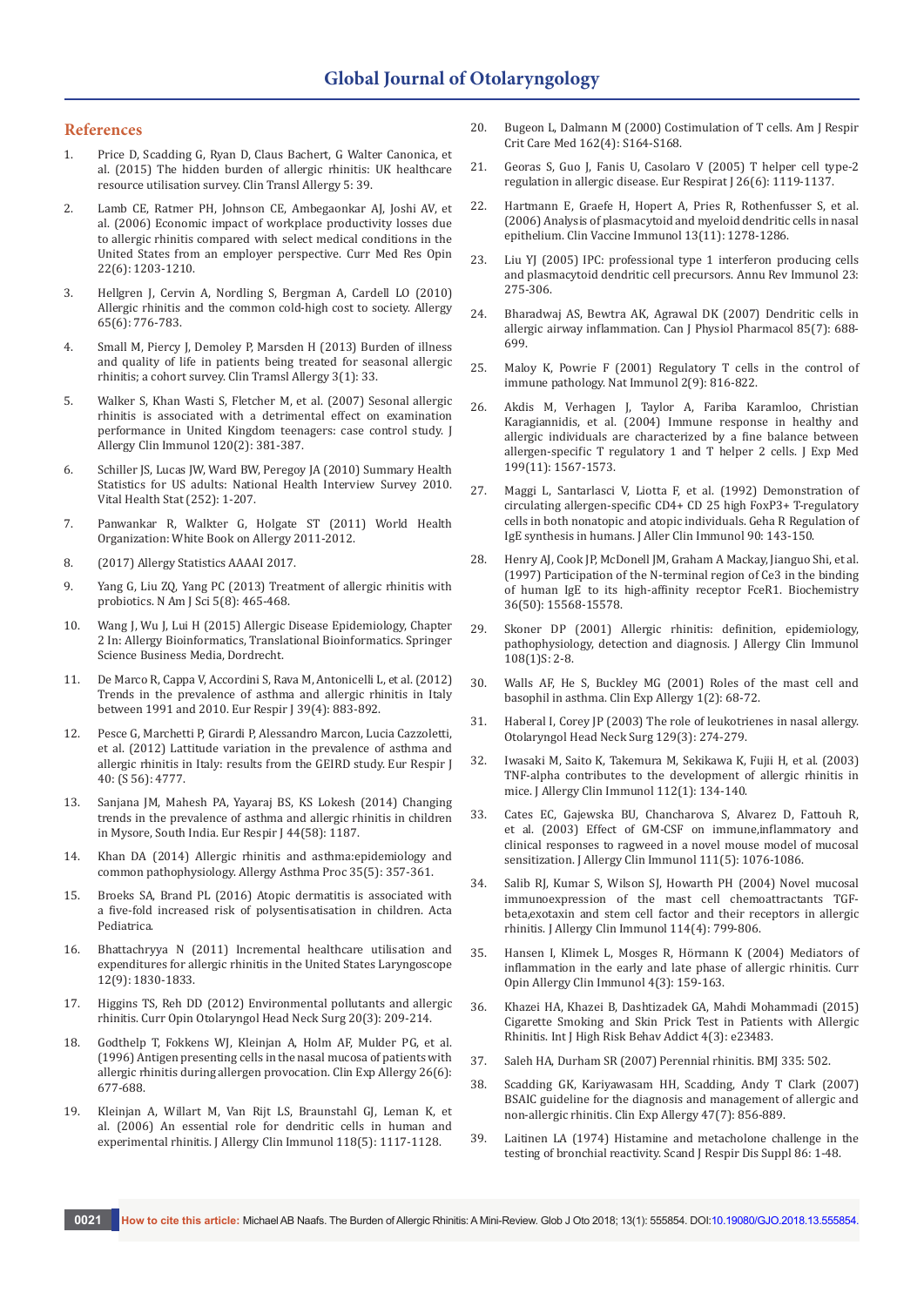## References

1. Price D, Scadding G, Ryan D, Claus Bachert, G Walter Canonica, et al. (2015) The hidden burden of allergic rhinitis: UK healthcare resource utilisation survey. Clin Transl Allergy 5: 39.
2. Lamb CE, Ratmer PH, Johnson CE, Ambegaonkar AJ, Joshi AV, et al. (2006) Economic impact of workplace productivity losses due to allergic rhinitis compared with select medical conditions in the United States from an employer perspective. Curr Med Res Opin 22(6): 1203-1210.
3. Hellgren J, Cervin A, Nordling S, Bergman A, Cardell LO (2010) Allergic rhinitis and the common cold-high cost to society. Allergy 65(6): 776-783.
4. Small M, Piercy J, Demoley P, Marsden H (2013) Burden of illness and quality of life in patients being treated for seasonal allergic rhinitis; a cohort survey. Clin Tramsl Allergy 3(1): 33.
5. Walker S, Khan Wasti S, Fletcher M, et al. (2007) Sesonal allergic rhinitis is associated with a detrimental effect on examination performance in United Kingdom teenagers: case control study. J Allergy Clin Immunol 120(2): 381-387.
6. Schiller JS, Lucas JW, Ward BW, Peregoy JA (2010) Summary Health Statistics for US adults: National Health Interview Survey 2010. Vital Health Stat (252): 1-207.
7. Panwankar R, Walkter G, Holgate ST (2011) World Health Organization: White Book on Allergy 2011-2012.
8. (2017) Allergy Statistics AAAAI 2017.
9. Yang G, Liu ZQ, Yang PC (2013) Treatment of allergic rhinitis with probiotics. N Am J Sci 5(8): 465-468.
10. Wang J, Wu J, Lui H (2015) Allergic Disease Epidemiology, Chapter 2 In: Allergy Bioinformatics, Translational Bioinformatics. Springer Science Business Media, Dordrecht.
11. De Marco R, Cappa V, Accordini S, Rava M, Antonicelli L, et al. (2012) Trends in the prevalence of asthma and allergic rhinitis in Italy between 1991 and 2010. Eur Respir J 39(4): 883-892.
12. Pesce G, Marchetti P, Girardi P, Alessandro Marcon, Lucia Cazzoletti, et al. (2012) Lattitude variation in the prevalence of asthma and allergic rhinitis in Italy: results from the GEIRD study. Eur Respir J 40: (S 56): 4777.
13. Sanjana JM, Mahesh PA, Yayaraj BS, KS Lokesh (2014) Changing trends in the prevalence of asthma and allergic rhinitis in children in Mysore, South India. Eur Respir J 44(58): 1187.
14. Khan DA (2014) Allergic rhinitis and asthma:epidemiology and common pathophysiology. Allergy Asthma Proc 35(5): 357-361.
15. Broeks SA, Brand PL (2016) Atopic dermatitis is associated with a five-fold increased risk of polysentisatiosation in children. Acta Pediatrica.
16. Bhattachryya N (2011) Incremental healthcare utilisation and expenditures for allergic rhinitis in the United States Laryngoscope 12(9): 1830-1833.
17. Higgins TS, Reh DD (2012) Environmental pollutants and allergic rhinitis. Curr Opin Otolaryngol Head Neck Surg 20(3): 209-214.
18. Godthelp T, Fokkens WJ, Kleinjan A, Holm AF, Mulder PG, et al. (1996) Antigen presenting cells in the nasal mucosa of patients with allergic rhinitis during allergen provocation. Clin Exp Allergy 26(6): 677-688.
19. Kleinjan A, Willart M, Van Rijt LS, Braunstahl GJ, Leman K, et al. (2006) An essential role for dendritic cells in human and experimental rhinitis. J Allergy Clin Immunol 118(5): 1117-1128.
20. Bugeon L, Dalmann M (2000) Costimulation of T cells. Am J Respir Crit Care Med 162(4): S164-S168.
21. Georas S, Guo J, Fanis U, Casolaro V (2005) T helper cell type-2 regulation in allergic disease. Eur Respirat J 26(6): 1119-1137.
22. Hartmann E, Graefe H, Hopert A, Pries R, Rothenfusser S, et al. (2006) Analysis of plasmacytoid and myeloid dendritic cells in nasal epithelium. Clin Vaccine Immunol 13(11): 1278-1286.
23. Liu YJ (2005) IPC: professional type 1 interferon producing cells and plasmacytoid dendritic cell precursors. Annu Rev Immunol 23: 275-306.
24. Bharadwaj AS, Bewtra AK, Agrawal DK (2007) Dendritic cells in allergic airway inflammation. Can J Physiol Pharmacol 85(7): 688-699.
25. Maloy K, Powrie F (2001) Regulatory T cells in the control of immune pathology. Nat Immunol 2(9): 816-822.
26. Akdis M, Verhagen J, Taylor A, Fariba Karamloo, Christian Karagiannidis, et al. (2004) Immune response in healthy and allergic individuals are characterized by a fine balance between allergen-specific T regulatory 1 and T helper 2 cells. J Exp Med 199(11): 1567-1573.
27. Maggi L, Santarlasci V, Liotta F, et al. (1992) Demonstration of circulating allergen-specific CD4+ CD 25 high FoxP3+ T-regulatory cells in both nonatopic and atopic individuals. Geha R Regulation of IgE synthesis in humans. J Aller Clin Immunol 90: 143-150.
28. Henry AJ, Cook JP, McDonell JM, Graham A Mackay, Jianguo Shi, et al. (1997) Participation of the N-terminal region of Ce3 in the binding of human IgE to its high-affinity receptor FceR1. Biochemistry 36(50): 15568-15578.
29. Skoner DP (2001) Allergic rhinitis: definition, epidemiology, pathophysiology, detection and diagnosis. J Allergy Clin Immunol 108(1)S: 2-8.
30. Walls AF, He S, Buckley MG (2001) Roles of the mast cell and basophil in asthma. Clin Exp Allergy 1(2): 68-72.
31. Haberal I, Corey JP (2003) The role of leukotrienes in nasal allergy. Otolaryngol Head Neck Surg 129(3): 274-279.
32. Iwasaki M, Saito K, Takemura M, Sekikawa K, Fujii H, et al. (2003) TNF-alpha contributes to the development of allergic rhinitis in mice. J Allergy Clin Immunol 112(1): 134-140.
33. Cates EC, Gajewska BU, Chancharova S, Alvarez D, Fattouh R, et al. (2003) Effect of GM-CSF on immune,inflammatory and clinical responses to ragweed in a novel mouse model of mucosal sensitization. J Allergy Clin Immunol 111(5): 1076-1086.
34. Salib RJ, Kumar S, Wilson SJ, Howarth PH (2004) Novel mucosal immunoexpression of the mast cell chemoattractants TGF-beta,exotaxin and stem cell factor and their receptors in allergic rhinitis. J Allergy Clin Immunol 114(4): 799-806.
35. Hansen I, Klimek L, Mosges R, Hörmann K (2004) Mediators of inflammation in the early and late phase of allergic rhinitis. Curr Opin Allergy Clin Immunol 4(3): 159-163.
36. Khazei HA, Khazei B, Dashtizadek GA, Mahdi Mohammadi (2015) Cigarette Smoking and Skin Prick Test in Patients with Allergic Rhinitis. Int J High Risk Behav Addict 4(3): e23483.
37. Saleh HA, Durham SR (2007) Perennial rhinitis. BMJ 335: 502.
38. Scadding GK, Kariyawasam HH, Scadding, Andy T Clark (2007) BSAIC guideline for the diagnosis and management of allergic and non-allergic rhinitis. Clin Exp Allergy 47(7): 856-889.
39. Laitinen LA (1974) Histamine and metacholone challenge in the testing of bronchial reactivity. Scand J Respir Dis Suppl 86: 1-48.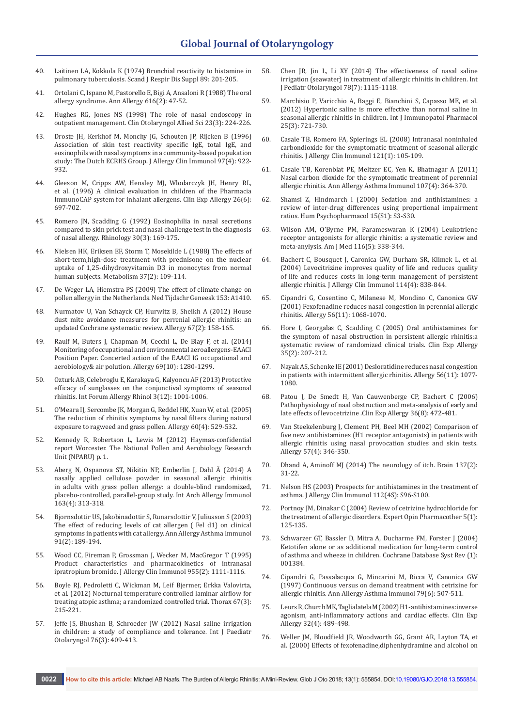40. Laitinen LA, Kokkola K (1974) Bronchial reactivity to histamine in pulmonary tuberculosis. Scand J Respir Dis Suppl 89: 201-205.
41. Ortolani C, Ispano M, Pastorello E, Bigi A, Ansaloni R (1988) The oral allergy syndrome. Ann Allergy 616(2): 47-52.
42. Hughes RG, Jones NS (1998) The role of nasal endoscopy in outpatient management. Clin Otolaryngol Allied Sci 23(3): 224-226.
43. Droste JH, Kerkhof M, Monchy JG, Schouten JP, Rijcken B (1996) Association of skin test reactivity specific IgE, total IgE, and eosinophils with nasal symptoms in a community-based popukation study: The Dutch ECRHS Group. J Allergy Clin Immunol 97(4): 922-932.
44. Gleeson M, Cripps AW, Hensley MJ, Wlodarczyk JH, Henry RL, et al. (1996) A clinical evaluation in children of the Pharmacia ImmunoCAP system for inhalant allergens. Clin Exp Allergy 26(6): 697-702.
45. Romero JN, Scadding G (1992) Eosinophilia in nasal secretions compared to skin prick test and nasal challenge test in the diagnosis of nasal allergy. Rhinology 30(3): 169-175.
46. Nielsen HK, Eriksen EF, Storm T, Mosekilde L (1988) The effects of short-term,high-dose treatment with prednisone on the nuclear uptake of 1,25-dihydroxyvitamin D3 in monocytes from normal human subjects. Metabolism 37(2): 109-114.
47. De Weger LA, Hiemstra PS (2009) The effect of climate change on pollen allergy in the Netherlands. Ned Tijdschr Geneesk 153: A1410.
48. Nurmatov U, Van Schayck CP, Hurwitz B, Sheikh A (2012) House dust mite avoidance measures for perrenial allergic rhinitis: an updated Cochrane systematic review. Allergy 67(2): 158-165.
49. Raulf M, Buters J, Chapman M, Cecchi L, De Blay F, et al. (2014) Monitoring of occupational and environmental aeroallergens-EAACI Position Paper. Concerted action of the EAACI IG occupational and aerobiology& air polution. Allergy 69(10): 1280-1299.
50. Ozturk AB, Celebroglu E, Karakaya G, Kalyoncu AF (2013) Protective efficacy of sunglasses on the conjunctival symptoms of seasonal rhinitis. Int Forum Allergy Rhinol 3(12): 1001-1006.
51. O'Meara IJ, Sercombe JK, Morgan G, Reddel HK, Xuan W, et al. (2005) The reduction of rhinitis symptoms by nasal filters during natural exposure to ragweed and grass pollen. Allergy 60(4): 529-532.
52. Kennedy R, Robertson L, Lewis M (2012) Haymax-confidential report Worcester. The National Pollen and Aerobiology Research Unit (NPARU) p. 1.
53. Aberg N, Ospanova ST, Nikitin NP, Emberlin J, Dahl Å (2014) A nasally applied cellulose powder in seasonal allergic rhinitis in adults with grass pollen allergy: a double-blind randomized, placebo-controlled, parallel-group study. Int Arch Allergy Immunol 163(4): 313-318.
54. Bjornsdottir US, Jakobinadottir S, Runarsdottir V, Juliusson S (2003) The effect of reducing levels of cat allergen ( Fel d1) on clinical symptoms in patients with cat allergy. Ann Allergy Asthma Immunol 91(2): 189-194.
55. Wood CC, Fireman P, Grossman J, Wecker M, MacGregor T (1995) Product characteristics and pharmacokinetics of intranasal ipratropium bromide. J Allergy Clin Immunol 955(2): 1111-1116.
56. Boyle RJ, Pedroletti C, Wickman M, Leif Bjermer, Erkka Valovirta, et al. (2012) Nocturnal temperature controlled laminar airflow for treating atopic asthma; a randomized controlled trial. Thorax 67(3): 215-221.
57. Jeffe JS, Bhushan B, Schroeder JW (2012) Nasal saline irrigation in children: a study of compliance and tolerance. Int J Paediatr Otolaryngol 76(3): 409-413.
58. Chen JR, Jin L, Li XY (2014) The effectiveness of nasal saline irrigation (seawater) in treatment of allergic rhinitis in children. Int J Pediatr Otolaryngol 78(7): 1115-1118.
59. Marchisio P, Varicchio A, Baggi E, Bianchini S, Capasso ME, et al. (2012) Hypertonic saline is more effective than normal saline in seasonal allergic rhinitis in children. Int J Immunopatol Pharmacol 25(3): 721-730.
60. Casale TB, Romero FA, Spierings EL (2008) Intranasal noninhaled carbondioxide for the symptomatic treatment of seasonal allergic rhinitis. J Allergy Clin Immunol 121(1): 105-109.
61. Casale TB, Korenblat PE, Meltzer EC, Yen K, Bhatnagar A (2011) Nasal carbon dioxide for the symptomatic treatment of perennial allergic rhinitis. Ann Allergy Asthma Immunol 107(4): 364-370.
62. Shamsi Z, Hindmarch I (2000) Sedation and antihistamines: a review of inter-drug differences using proportional impairment ratios. Hum Psychopharmacol 15(S1): S3-S30.
63. Wilson AM, O'Byrne PM, Parameswaran K (2004) Leukotriene receptor antagonists for allergic rhinitis: a systematic review and meta-anylysis. Am J Med 116(5): 338-344.
64. Bachert C, Bousquet J, Caronica GW, Durham SR, Klimek L, et al. (2004) Levocitrizine improves quality of life and reduces quality of life and reduces costs in long-term management of persistent allergic rhinitis. J Allergy Clin Immunol 114(4): 838-844.
65. Cipandri G, Cosentino C, Milanese M, Mondino C, Canonica GW (2001) Fexofenadine reduces nasal congestion in perennial allergic rhinitis. Allergy 56(11): 1068-1070.
66. Hore I, Georgalas C, Scadding C (2005) Oral antihistamines for the symptom of nasal obstruction in persistent allergic rhinitis:a systematic review of randomized clinical trials. Clin Exp Allergy 35(2): 207-212.
67. Nayak AS, Schenke IE (2001) Desloratidine reduces nasal congestion in patients with intermittent allergic rhinitis. Allergy 56(11): 1077-1080.
68. Patou J, De Smedt H, Van Cauwenberge CP, Bachert C (2006) Pathophysiology of naal obstruction and meta-analysis of early and late effects of levocetrizine .Clin Exp Allergy 36(8): 472-481.
69. Van Steekelenburg J, Clement PH, Beel MH (2002) Comparison of five new antihistamines (H1 receptor antagonists) in patients with allergic rhinitis using nasal provocation studies and skin tests. Allergy 57(4): 346-350.
70. Dhand A, Aminoff MJ (2014) The neurology of itch. Brain 137(2): 31-22.
71. Nelson HS (2003) Prospects for antihistamines in the treatment of asthma. J Allergy Clin Immunol 112(4S): S96-S100.
72. Portnoy JM, Dinakar C (2004) Review of cetrizine hydrochloride for the treatment of allergic disorders. Expert Opin Pharmacother 5(1): 125-135.
73. Schwarzer GT, Bassler D, Mitra A, Ducharme FM, Forster J (2004) Ketotifen alone or as additional medication for long-term control of asthma and wheeze in children. Cochrane Database Syst Rev (1): 001384.
74. Cipandri G, Passalacqua G, Mincarini M, Ricca V, Canonica GW (1997) Continuous versus on demand treatment with cetrizine for allergic rhinitis. Ann Allergy Asthma Immunol 79(6): 507-511.
75. Leurs R, Church MK, Taglialatela M (2002) H1-antihistamines:inverse agonism, anti-inflammatory actions and cardiac effects. Clin Exp Allergy 32(4): 489-498.
76. Weller JM, Bloodfield JR, Woodworth GG, Grant AR, Layton TA, et al. (2000) Effects of fexofenadine,diphenhydramine and alcohol on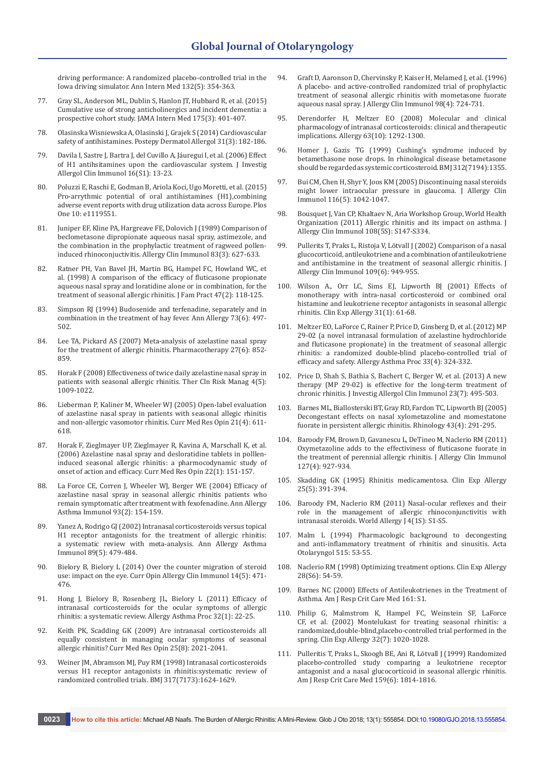driving performance: A randomized placebo-controlled trial in the Iowa driving simulator. Ann Intern Med 132(5): 354-363.

77. Gray SL, Anderson ML, Dublin S, Hanlon JT, Hubbard R, et al. (2015) Cumulative use of strong anticholinergics and incident dementia: a prospective cohort study. JAMA Intern Med 175(3): 401-407.

78. Olasinska Wisniewska A, Olasinski J, Grajek S (2014) Cardiovascular safety of antihistamines. Postepy Dermatol Allergol 31(3): 182-186.

79. Davila I, Sastre J, Bartra J, del Cuvillo A, Jáuregui I, et al. (2006) Effect of H1 antihsitamines upon the cardiovascular system. J Investig Allergol Clin Immunol 16(S1): 13-23.

80. Poluzzi E, Raschi E, Godman B, Ariola Koci, Ugo Moretti, et al. (2015) Pro-arrythmic potential of oral antihistamines (H1),combining adverse event reports with drug utilization data across Europe. Plos One 10: e1119551.

81. Juniper EF, Kline PA, Hargreave FE, Dolovich J (1989) Comparison of beclometasone dipropionate aqueous nasal spray, astimezole, and the combination in the prophylactic treatment of ragweed pollen-induced rhinoconjunctivitis. Allergy Clin Immunol 83(3): 627-633.

82. Ratner PH, Van Bavel JH, Martin BG, Hampel FC, Howland WC, et al. (1998) A comparison of the efficacy of fluticasone propionate aqueous nasal spray and loratidine alone or in combination, for the treatment of seasonal allergic rhinitis. J Fam Pract 47(2): 118-125.

83. Simpson RJ (1994) Budosenide and terfenadine, separately and in combination in the treatment of hay fever. Ann Allergy 73(6): 497-502.

84. Lee TA, Pickard AS (2007) Meta-analysis of azelastine nasal spray for the treatment of allergic rhinitis. Pharmacotherapy 27(6): 852-859.

85. Horak F (2008) Effectiveness of twice daily azelastine nasal spray in patients with seasonal allergic rhinitis. Ther Cln Risk Manag 4(5): 1009-1022.

86. Lieberman P, Kaliner M, Wheeler WJ (2005) Open-label evaluation of azelastine nasal spray in patients with seasonal allegic rhinitis and non-allergic vasomotor rhinitis. Curr Med Res Opin 21(4): 611-618.

87. Horak F, Zieglmayer UP, Zieglmayer R, Kavina A, Marschall K, et al. (2006) Azelastine nasal spray and desloratidine tablets in polllen-induced seasonal allergic rhinitis: a pharmocodynamic study of onset of action and efficacy. Curr Med Res Opin 22(1): 151-157.

88. La Force CE, Corren J, Wheeler WJ, Berger WE (2004) Efficacy of azelastine nasal spray in seasonal allergic rhinitis patients who remain symptomatic after treatment with fexofenadine. Ann Allergy Asthma Immunol 93(2): 154-159.

89. Yanez A, Rodrigo GJ (2002) Intranasal corticosteroids versus topical H1 receptor antagonists for the treatment of allergic rhinitis: a systematic review with meta-analysis. Ann Allergy Asthma Immunol 89(5): 479-484.

90. Bielory B, Bielory L (2014) Over the counter migration of steroid use: impact on the eye. Curr Opin Allergy Clin Immunol 14(5): 471-476.

91. Hong J, Bielory B, Rosenberg JL, Bielory L (2011) Efficacy of intranasal corticosteroids for the ocular symptoms of allergic rhinitis: a systematic review. Allergy Asthma Proc 32(1): 22-25.

92. Keith PK, Scadding GK (2009) Are intranasal corticosteroids all equally consistent in managing ocular symptoms of seasonal allergic rhinitis? Curr Med Res Opin 25(8): 2021-2041.

93. Weiner JM, Abramson MJ, Puy RM (1998) Intranasal corticosteroids versus H1 receptor antagonists in rhinitis:systematic review of randomized controlled trials. BMJ 317(7173):1624-1629.

94. Graft D, Aaronson D, Chervinsky P, Kaiser H, Melamed J, et al. (1996) A placebo- and active-controlled randomized trial of prophylactic treatment of seasonal allergic rhinitis with mometasone fuorate aqueous nasal spray. J Allergy Clin Immunol 98(4): 724-731.

95. Derendorfer H, Meltzer EO (2008) Molecular and clinical pharmacology of intranasal corticosteroids: clinical and therapeutic implications. Allergy 63(10): 1292-1300.

96. Homer J, Gazis TG (1999) Cushing's syndrome induced by betamethasone nose drops. In rhinological disease betametasone should be regarded as systemic corticosteroid. BMJ 312(7194):1355.

97. Bui CM, Chen H, Shyr Y, Joos KM (2005) Discontinuing nasal steroids might lower intraocular pressure in glaucoma. J Allergy Clin Immunol 116(5): 1042-1047.

98. Bousquet J, Van CP, Khaltaev N, Aria Workshop Group, World Health Organization (2011) Allergic rhinitis and its impact on asthma. J Allergy Clin Immunol 108(5S): S147-S334.

99. Pullerits T, Praks L, Ristoja V, Lötvall J (2002) Comparison of a nasal glucocorticoid, antileukotriene and a combination of antileukotriene and antihistamine in the treatment of seasonal allergic rhinitis. J Allergy Clin Immunol 109(6): 949-955.

100. Wilson A., Orr LC, Sims EJ, Lipworth BJ (2001) Effects of monotherapy with intra-nasal corticosteroid or combined oral histamine and leukotriene receptor antagonists in seasonal allergic rhinitis. Clin Exp Allergy 31(1): 61-68.

101. Meltzer EO, LaForce C, Rainer P, Price D, Ginsberg D, et al. (2012) MP 29-02 (a novel intranasal formulation of azelastine hydrochloride and fluticasone propionate) in the treatment of seasonal allergic rhinitis: a randomized double-blind placebo-controlled trial of efficacy and safety. Allergy Asthma Proc 33(4): 324-332.

102. Price D, Shah S, Bathia S, Bachert C, Berger W, et al. (2013) A new therapy (MP 29-02) is effective for the long-term treatment of chronic rhinitis. J Investig Allergol Clin Immunol 23(7): 495-503.

103. Barnes ML, Biallosterski BT, Gray RD, Fardon TC, Lipworth BJ (2005) Decongestant effects on nasal xylometazoline and momestatone fuorate in persistent allergic rhinitis. Rhinology 43(4): 291-295.

104. Baroody FM, Brown D, Gavanescu L, DeTineo M, Naclerio RM (2011) Oxymetazoline adds to the effectiviness of fluticasone fuorate in the treatment of perennial allergic rhinitis. J Allergy Clin Immunol 127(4): 927-934.

105. Skadding GK (1995) Rhinitis medicamentosa. Clin Exp Allergy 25(5): 391-394.

106. Baroody FM, Naclerio RM (2011) Nasal-ocular reflexes and their role in the management of allergic rhinoconjunctivitis with intranasal steroids. World Allergy J 4(1S): S1-S5.

107. Malm L (1994) Pharmacologic background to decongesting and anti-inflammatory treatment of rhinitis and sinusitis. Acta Otolaryngol 515: 53-55.

108. Naclerio RM (1998) Optimizing treatment options. Clin Exp Allergy 28(S6): 54-59.

109. Barnes NC (2000) Effects of Antileukotrienes in the Treatment of Asthma. Am J Resp Crit Care Med 161: S1.

110. Philip G, Malmstrom K, Hampel FC, Weinstein SF, LaForce CF, et al. (2002) Montelukast for treating seasonal rhinitis: a randomized,double-blind,placebo-controlled trial performed in the spring. Clin Exp Allergy 32(7): 1020-1028.

111. Pulleritis T, Praks L, Skoogh BE, Ani R, Lötvall J (1999) Randomized placebo-controlled study comparing a leukotriene receptor antagonist and a nasal glucocorticoid in seasonal allergic rhinitis. Am J Resp Crit Care Med 159(6): 1814-1816.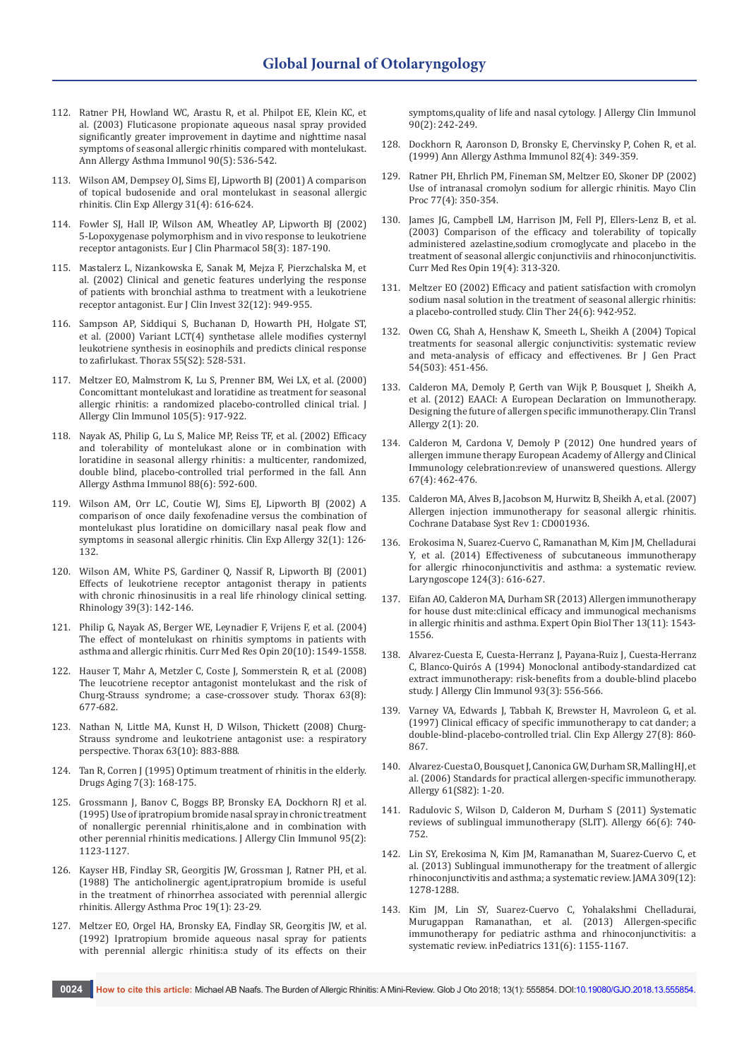112. Ratner PH, Howland WC, Arastu R, et al. Philpot EE, Klein KC, et al. (2003) Fluticasone propionate aqueous nasal spray provided significantly greater improvement in daytime and nighttime nasal symptoms of seasonal allergic rhinitis compared with montelukast. Ann Allergy Asthma Immunol 90(5): 536-542.

113. Wilson AM, Dempsey OJ, Sims EJ, Lipworth BJ (2001) A comparison of topical budesonide and oral montelukast in seasonal allergic rhinitis. Clin Exp Allergy 31(4): 616-624.

114. Fowler SJ, Hall IP, Wilson AM, Wheatley AP, Lipworth BJ (2002) 5-Lopoxygenase polymorphism and in vivo response to leukotriene receptor antagonists. Eur J Clin Pharmacol 58(3): 187-190.

115. Mastalerz L, Nizankowska E, Sanak M, Mejza F, Pierzchalska M, et al. (2002) Clinical and genetic features underlying the response of patients with bronchial asthma to treatment with a leukotriene receptor antagonist. Eur J Clin Invest 32(12): 949-955.

116. Sampson AP, Siddiqui S, Buchanan D, Howarth PH, Holgate ST, et al. (2000) Variant LCT(4) synthetase allele modifies cysternyl leukotriene synthesis in eosinophils and predicts clinical response to zafirlukast. Thorax 55(S2): 528-531.

117. Meltzer EO, Malmstrom K, Lu S, Prenner BM, Wei LX, et al. (2000) Concomittant montelukast and loratidine as treatment for seasonal allergic rhinitis: a randomized placebo-controlled clinical trial. J Allergy Clin Immunol 105(5): 917-922.

118. Nayak AS, Philip G, Lu S, Malice MP, Reiss TF, et al. (2002) Efficacy and tolerability of montelukast alone or in combination with loratidine in seasonal allergy rhinitis: a multicenter, randomized, double blind, placebo-controlled trial performed in the fall. Ann Allergy Asthma Immunol 88(6): 592-600.

119. Wilson AM, Orr LC, Coutie WJ, Sims EJ, Lipworth BJ (2002) A comparison of once daily fexofenadine versus the combination of montelukast plus loratidine on domicillary nasal peak flow and symptoms in seasonal allergic rhinitis. Clin Exp Allergy 32(1): 126-132.

120. Wilson AM, White PS, Gardiner Q, Nassif R, Lipworth BJ (2001) Effects of leukotriene receptor antagonist therapy in patients with chronic rhinosinusitis in a real life rhinology clinical setting. Rhinology 39(3): 142-146.

121. Philip G, Nayak AS, Berger WE, Leynadier F, Vrijens F, et al. (2004) The effect of montelukast on rhinitis symptoms in patients with asthma and allergic rhinitis. Curr Med Res Opin 20(10): 1549-1558.

122. Hauser T, Mahr A, Metzler C, Coste J, Sommerstein R, et al. (2008) The leucotriene receptor antagonist montelukast and the risk of Churg-Strauss syndrome; a case-crossover study. Thorax 63(8): 677-682.

123. Nathan N, Little MA, Kunst H, D Wilson, Thickett (2008) Churg-Strauss syndrome and leukotriene antagonist use: a respiratory perspective. Thorax 63(10): 883-888.

124. Tan R, Corren J (1995) Optimum treatment of rhinitis in the elderly. Drugs Aging 7(3): 168-175.

125. Grossmann J, Banov C, Boggs BP, Bronsky EA, Dockhorn RJ et al. (1995) Use of ipratropium bromide nasal spray in chronic treatment of nonallergic perennial rhinitis,alone and in combination with other perennial rhinitis medications. J Allergy Clin Immunol 95(2): 1123-1127.

126. Kayser HB, Findlay SR, Georgitis JW, Grossman J, Ratner PH, et al. (1988) The anticholinergic agent,ipratropium bromide is useful in the treatment of rhinorrhea associated with perennial allergic rhinitis. Allergy Asthma Proc 19(1): 23-29.

127. Meltzer EO, Orgel HA, Bronsky EA, Findlay SR, Georgitis JW, et al. (1992) Ipratropium bromide aqueous nasal spray for patients with perennial allergic rhinitis:a study of its effects on their symptoms,quality of life and nasal cytology. J Allergy Clin Immunol 90(2): 242-249.

128. Dockhorn R, Aaronson D, Bronsky E, Chervinsky P, Cohen R, et al. (1999) Ann Allergy Asthma Immunol 82(4): 349-359.

129. Ratner PH, Ehrlich PM, Fineman SM, Meltzer EO, Skoner DP (2002) Use of intranasal cromolyn sodium for allergic rhinitis. Mayo Clin Proc 77(4): 350-354.

130. James JG, Campbell LM, Harrison JM, Fell PJ, Ellers-Lenz B, et al. (2003) Comparison of the efficacy and tolerability of topically administered azelastine,sodium cromoglycate and placebo in the treatment of seasonal allergic conjunctiviis and rhinoconjunctivitis. Curr Med Res Opin 19(4): 313-320.

131. Meltzer EO (2002) Efficacy and patient satisfaction with cromolyn sodium nasal solution in the treatment of seasonal allergic rhinitis: a placebo-controlled study. Clin Ther 24(6): 942-952.

132. Owen CG, Shah A, Henshaw K, Smeeth L, Sheikh A (2004) Topical treatments for seasonal allergic conjunctivitis: systematic review and meta-analysis of efficacy and effectivenes. Br J Gen Pract 54(503): 451-456.

133. Calderon MA, Demoly P, Gerth van Wijk P, Bousquet J, Sheikh A, et al. (2012) EAACI: A European Declaration on Immunotherapy. Designing the future of allergen specific immunotherapy. Clin Transl Allergy 2(1): 20.

134. Calderon M, Cardona V, Demoly P (2012) One hundred years of allergen immune therapy European Academy of Allergy and Clinical Immunology celebration:review of unanswered questions. Allergy 67(4): 462-476.

135. Calderon MA, Alves B, Jacobson M, Hurwitz B, Sheikh A, et al. (2007) Allergen injection immunotherapy for seasonal allergic rhinitis. Cochrane Database Syst Rev 1: CD001936.

136. Erokosima N, Suarez-Cuervo C, Ramanathan M, Kim JM, Chelladurai Y, et al. (2014) Effectiveness of subcutaneous immunotherapy for allergic rhinoconjunctivitis and asthma: a systematic review. Laryngoscope 124(3): 616-627.

137. Eifan AO, Calderon MA, Durham SR (2013) Allergen immunotherapy for house dust mite:clinical efficacy and immunogical mechanisms in allergic rhinitis and asthma. Expert Opin Biol Ther 13(11): 1543-1556.

138. Alvarez-Cuesta E, Cuesta-Herranz J, Payana-Ruiz J, Cuesta-Herranz C, Blanco-Quirós A (1994) Monoclonal antibody-standardized cat extract immunotherapy: risk-benefits from a double-blind placebo study. J Allergy Clin Immunol 93(3): 556-566.

139. Varney VA, Edwards J, Tabbah K, Brewster H, Mavroleon G, et al. (1997) Clinical efficacy of specific immunotherapy to cat dander; a double-blind-placebo-controlled trial. Clin Exp Allergy 27(8): 860-867.

140. Alvarez-Cuesta O, Bousquet J, Canonica GW, Durham SR, Malling HJ, et al. (2006) Standards for practical allergen-specific immunotherapy. Allergy 61(S82): 1-20.

141. Radulovic S, Wilson D, Calderon M, Durham S (2011) Systematic reviews of sublingual immunotherapy (SLIT). Allergy 66(6): 740-752.

142. Lin SY, Erekosima N, Kim JM, Ramanathan M, Suarez-Cuervo C, et al. (2013) Sublingual immunotherapy for the treatment of allergic rhinoconjunctivitis and asthma; a systematic review. JAMA 309(12): 1278-1288.

143. Kim JM, Lin SY, Suarez-Cuervo C, Yohalakshmi Chelladurai, Murugappan Ramanathan, et al. (2013) Allergen-specific immunotherapy for pediatric asthma and rhinoconjunctivitis: a systematic review. inPediatrics 131(6): 1155-1167.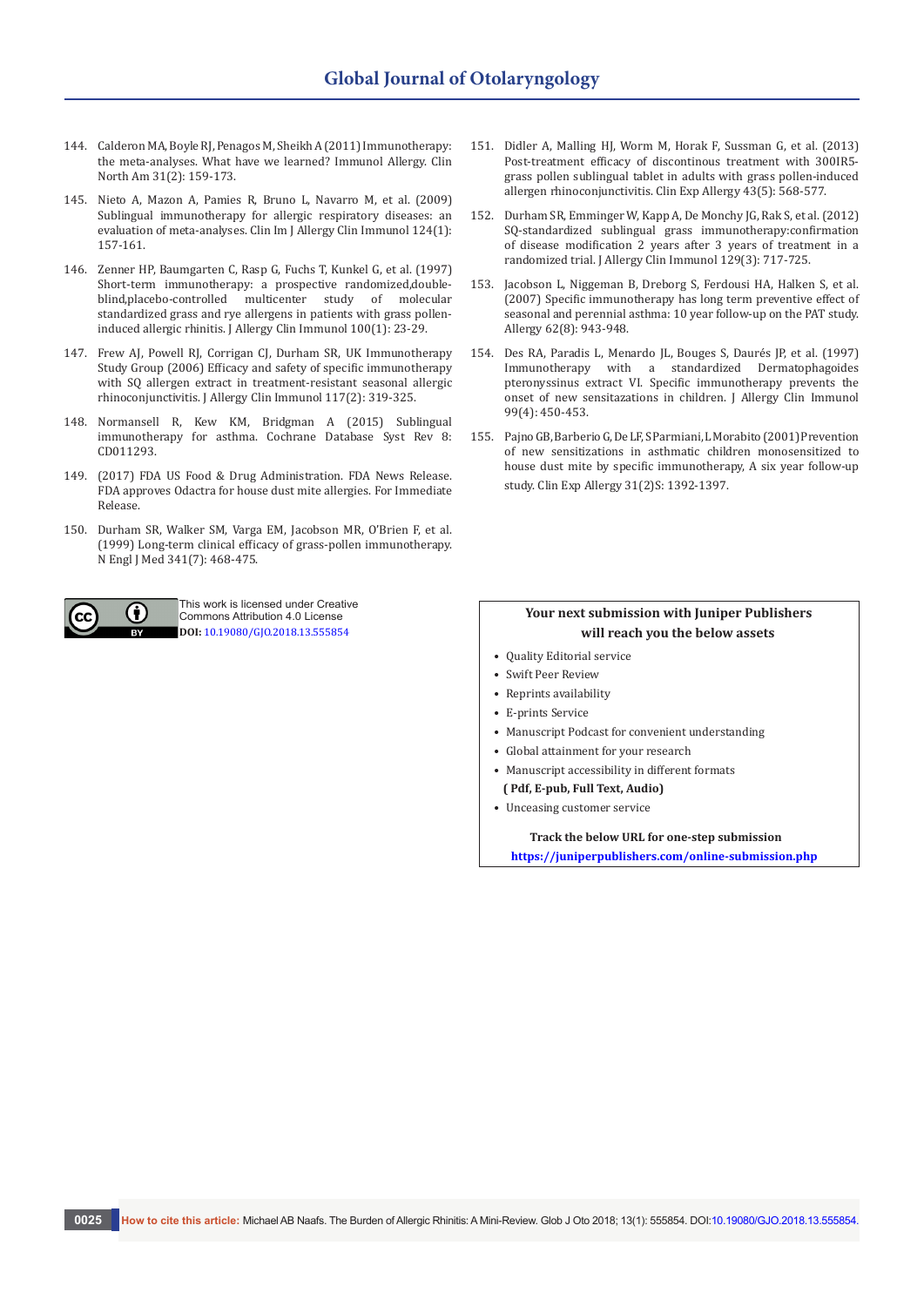144. Calderon MA, Boyle RJ, Penagos M, Sheikh A (2011) Immunotherapy: the meta-analyses. What have we learned? Immunol Allergy. Clin North Am 31(2): 159-173.

145. Nieto A, Mazon A, Pamies R, Bruno L, Navarro M, et al. (2009) Sublingual immunotherapy for allergic respiratory diseases: an evaluation of meta-analyses. Clin Im J Allergy Clin Immunol 124(1): 157-161.

146. Zenner HP, Baumgarten C, Rasp G, Fuchs T, Kunkel G, et al. (1997) Short-term immunotherapy: a prospective randomized,double-blind,placebo-controlled multicenter study of molecular standardized grass and rye allergens in patients with grass pollen-induced allergic rhinitis. J Allergy Clin Immunol 100(1): 23-29.

147. Frew AJ, Powell RJ, Corrigan CJ, Durham SR, UK Immunotherapy Study Group (2006) Efficacy and safety of specific immunotherapy with SQ allergen extract in treatment-resistant seasonal allergic rhinoconjunctivitis. J Allergy Clin Immunol 117(2): 319-325.

148. Normansell R, Kew KM, Bridgman A (2015) Sublingual immunotherapy for asthma. Cochrane Database Syst Rev 8: CD011293.

149. (2017) FDA US Food & Drug Administration. FDA News Release. FDA approves Odactra for house dust mite allergies. For Immediate Release.

150. Durham SR, Walker SM, Varga EM, Jacobson MR, O'Brien F, et al. (1999) Long-term clinical efficacy of grass-pollen immunotherapy. N Engl J Med 341(7): 468-475.

151. Didler A, Malling HJ, Worm M, Horak F, Sussman G, et al. (2013) Post-treatment efficacy of discontinous treatment with 300IR5-grass pollen sublingual tablet in adults with grass pollen-induced allergen rhinoconjunctivitis. Clin Exp Allergy 43(5): 568-577.

152. Durham SR, Emminger W, Kapp A, De Monchy JG, Rak S, et al. (2012) SQ-standardized sublingual grass immunotherapy:confirmation of disease modification 2 years after 3 years of treatment in a randomized trial. J Allergy Clin Immunol 129(3): 717-725.

153. Jacobson L, Niggeman B, Dreborg S, Ferdousi HA, Halken S, et al. (2007) Specific immunotherapy has long term preventive effect of seasonal and perennial asthma: 10 year follow-up on the PAT study. Allergy 62(8): 943-948.

154. Des RA, Paradis L, Menardo JL, Bouges S, Daurés JP, et al. (1997) Immunotherapy with a standardized Dermatophagoides pteronyssinus extract VI. Specific immunotherapy prevents the onset of new sensitizations in children. J Allergy Clin Immunol 99(4): 450-453.

155. Pajno GB, Barberio G, De LF, S Parmiani, L Morabito (2001) Prevention of new sensitizations in asthmatic children monosensitized to house dust mite by specific immunotherapy, A six year follow-up study. Clin Exp Allergy 31(2)S: 1392-1397.

This work is licensed under Creative Commons Attribution 4.0 License
**DOI:** 10.19080/GJO.2018.13.555854

**Your next submission with Juniper Publishers will reach you the below assets**

- Quality Editorial service
- Swift Peer Review
- Reprints availability
- E-prints Service
- Manuscript Podcast for convenient understanding
- Global attainment for your research
- Manuscript accessibility in different formats
  **( Pdf, E-pub, Full Text, Audio)**
- Unceasing customer service

**Track the below URL for one-step submission**
**https://juniperpublishers.com/online-submission.php**

**How to cite this article:** Michael AB Naafs. The Burden of Allergic Rhinitis: A Mini-Review. Glob J Oto 2018; 13(1): 555854. DOI:10.19080/GJO.2018.13.555854.